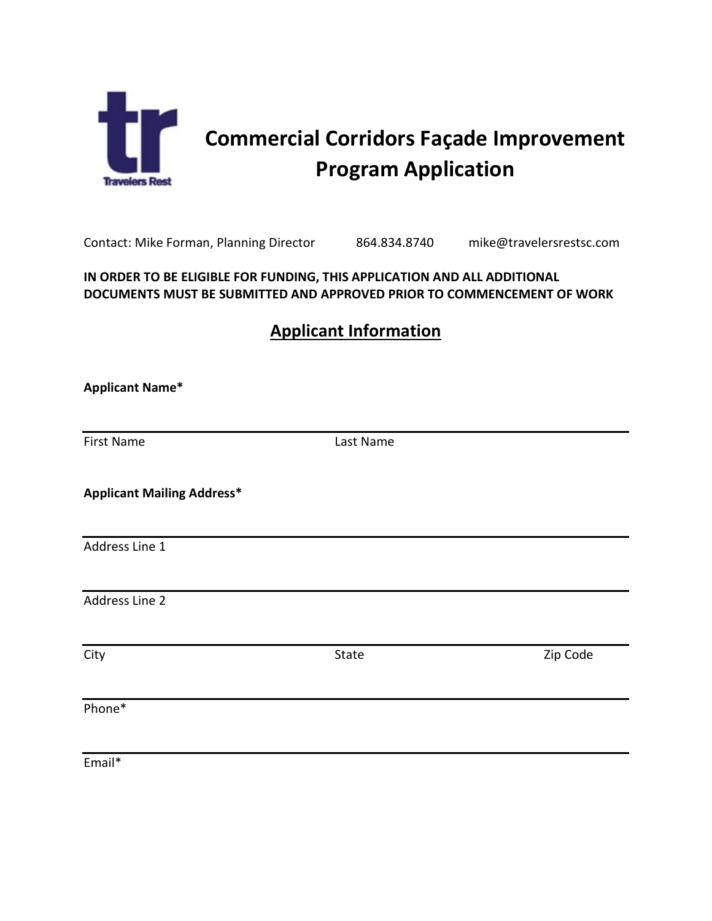# Commercial Corridors Façade Improvement Program Application

Contact: Mike Forman, Planning Director 864.834.8740 mike@travelersrestsc.com

**IN ORDER TO BE ELIGIBLE FOR FUNDING, THIS APPLICATION AND ALL ADDITIONAL DOCUMENTS MUST BE SUBMITTED AND APPROVED PRIOR TO COMMENCEMENT OF WORK**

## Applicant Information

**Applicant Name***

______________________________________________
First Name Last Name

**Applicant Mailing Address***

______________________________________________
Address Line 1

______________________________________________
Address Line 2

______________________________________________
City State Zip Code

______________________________________________
Phone*

______________________________________________
Email*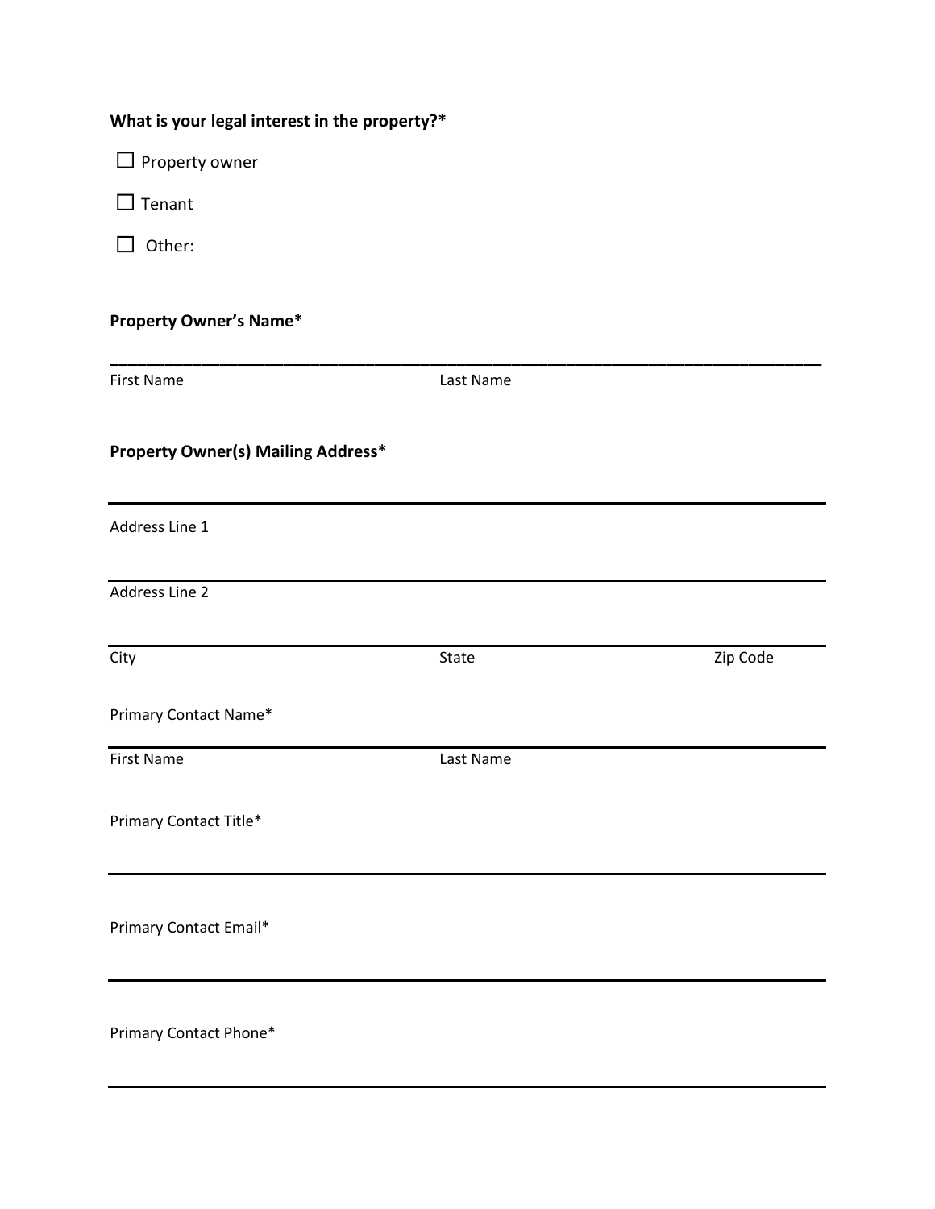**What is your legal interest in the property?***

☐ Property owner

☐ Tenant

☐ Other:

**Property Owner's Name***

___________________________________________________________________________

First Name Last Name

**Property Owner(s) Mailing Address***

___________________________________________________________________________

Address Line 1

___________________________________________________________________________

Address Line 2

___________________________________________________________________________

City State Zip Code

Primary Contact Name*

___________________________________________________________________________

First Name Last Name

Primary Contact Title*

___________________________________________________________________________

Primary Contact Email*

___________________________________________________________________________

Primary Contact Phone*

___________________________________________________________________________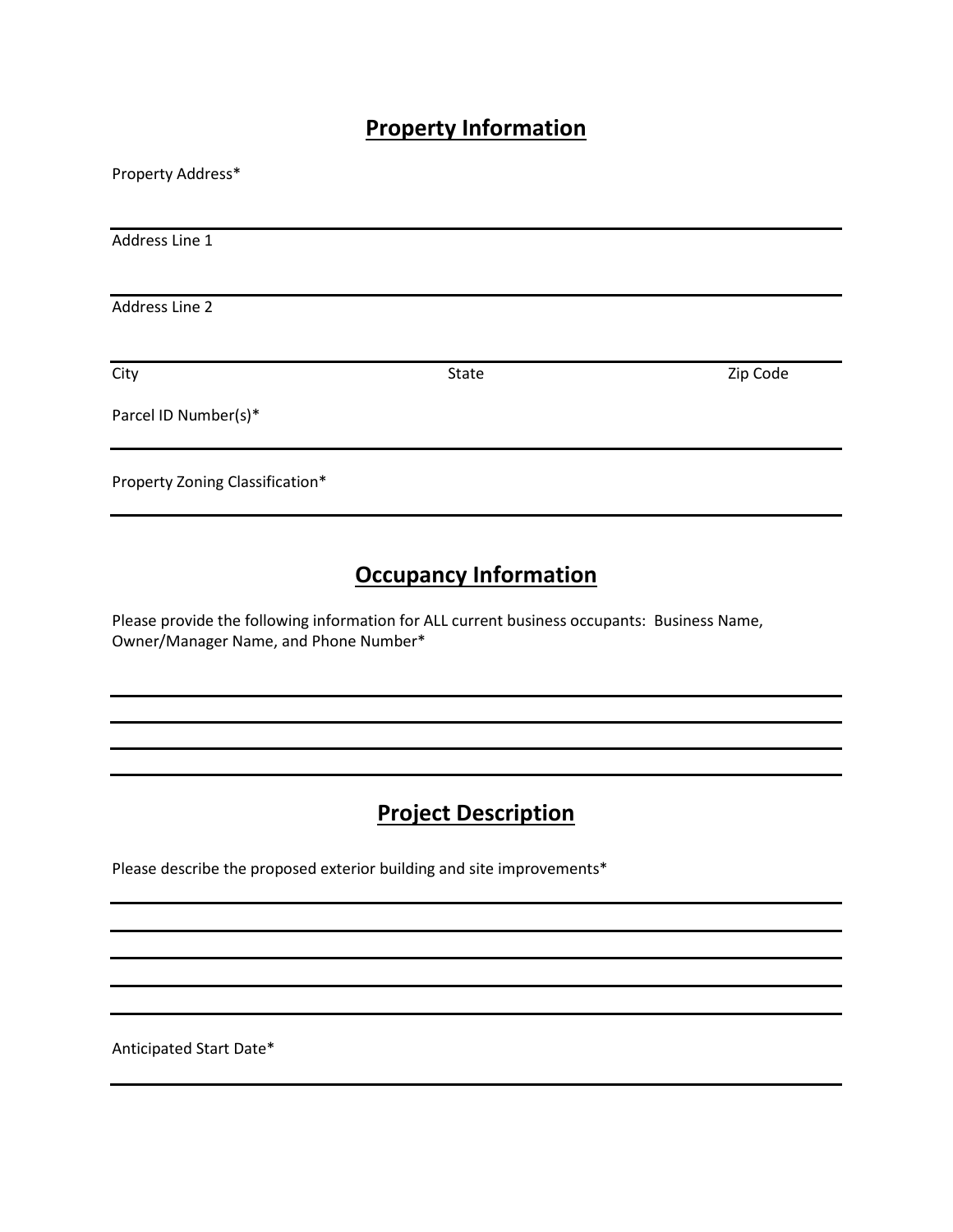## Property Information

Property Address*

\_\_\_\_\_\_\_\_\_\_\_\_\_\_\_\_\_\_\_\_\_\_\_\_\_\_\_\_\_\_\_\_\_\_\_\_\_\_\_\_

Address Line 1

\_\_\_\_\_\_\_\_\_\_\_\_\_\_\_\_\_\_\_\_\_\_\_\_\_\_\_\_\_\_\_\_\_\_\_\_\_\_\_\_

Address Line 2

\_\_\_\_\_\_\_\_\_\_\_\_\_\_\_\_\_\_\_\_\_\_\_\_\_\_\_\_\_\_\_\_\_\_\_\_\_\_\_\_

City | State | Zip Code

Parcel ID Number(s)*

\_\_\_\_\_\_\_\_\_\_\_\_\_\_\_\_\_\_\_\_\_\_\_\_\_\_\_\_\_\_\_\_\_\_\_\_\_\_\_\_

Property Zoning Classification*

\_\_\_\_\_\_\_\_\_\_\_\_\_\_\_\_\_\_\_\_\_\_\_\_\_\_\_\_\_\_\_\_\_\_\_\_\_\_\_\_

## Occupancy Information

Please provide the following information for ALL current business occupants: Business Name, Owner/Manager Name, and Phone Number*

\_\_\_\_\_\_\_\_\_\_\_\_\_\_\_\_\_\_\_\_\_\_\_\_\_\_\_\_\_\_\_\_\_\_\_\_\_\_\_\_

\_\_\_\_\_\_\_\_\_\_\_\_\_\_\_\_\_\_\_\_\_\_\_\_\_\_\_\_\_\_\_\_\_\_\_\_\_\_\_\_

\_\_\_\_\_\_\_\_\_\_\_\_\_\_\_\_\_\_\_\_\_\_\_\_\_\_\_\_\_\_\_\_\_\_\_\_\_\_\_\_

\_\_\_\_\_\_\_\_\_\_\_\_\_\_\_\_\_\_\_\_\_\_\_\_\_\_\_\_\_\_\_\_\_\_\_\_\_\_\_\_

## Project Description

Please describe the proposed exterior building and site improvements*

\_\_\_\_\_\_\_\_\_\_\_\_\_\_\_\_\_\_\_\_\_\_\_\_\_\_\_\_\_\_\_\_\_\_\_\_\_\_\_\_

\_\_\_\_\_\_\_\_\_\_\_\_\_\_\_\_\_\_\_\_\_\_\_\_\_\_\_\_\_\_\_\_\_\_\_\_\_\_\_\_

\_\_\_\_\_\_\_\_\_\_\_\_\_\_\_\_\_\_\_\_\_\_\_\_\_\_\_\_\_\_\_\_\_\_\_\_\_\_\_\_

\_\_\_\_\_\_\_\_\_\_\_\_\_\_\_\_\_\_\_\_\_\_\_\_\_\_\_\_\_\_\_\_\_\_\_\_\_\_\_\_

\_\_\_\_\_\_\_\_\_\_\_\_\_\_\_\_\_\_\_\_\_\_\_\_\_\_\_\_\_\_\_\_\_\_\_\_\_\_\_\_

Anticipated Start Date*

\_\_\_\_\_\_\_\_\_\_\_\_\_\_\_\_\_\_\_\_\_\_\_\_\_\_\_\_\_\_\_\_\_\_\_\_\_\_\_\_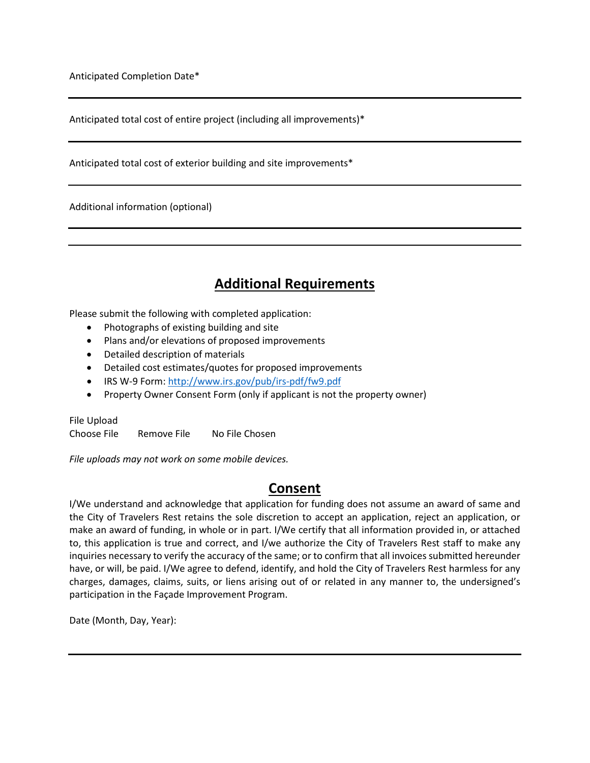Anticipated Completion Date*

---

Anticipated total cost of entire project (including all improvements)*

---

Anticipated total cost of exterior building and site improvements*

---

Additional information (optional)

---

---

## Additional Requirements

Please submit the following with completed application:

- Photographs of existing building and site
- Plans and/or elevations of proposed improvements
- Detailed description of materials
- Detailed cost estimates/quotes for proposed improvements
- IRS W-9 Form: [http://www.irs.gov/pub/irs-pdf/fw9.pdf](http://www.irs.gov/pub/irs-pdf/fw9.pdf)
- Property Owner Consent Form (only if applicant is not the property owner)

File Upload
Choose File    Remove File    No File Chosen

*File uploads may not work on some mobile devices.*

## Consent

I/We understand and acknowledge that application for funding does not assume an award of same and the City of Travelers Rest retains the sole discretion to accept an application, reject an application, or make an award of funding, in whole or in part. I/We certify that all information provided in, or attached to, this application is true and correct, and I/we authorize the City of Travelers Rest staff to make any inquiries necessary to verify the accuracy of the same; or to confirm that all invoices submitted hereunder have, or will, be paid. I/We agree to defend, identify, and hold the City of Travelers Rest harmless for any charges, damages, claims, suits, or liens arising out of or related in any manner to, the undersigned's participation in the Façade Improvement Program.

Date (Month, Day, Year):

---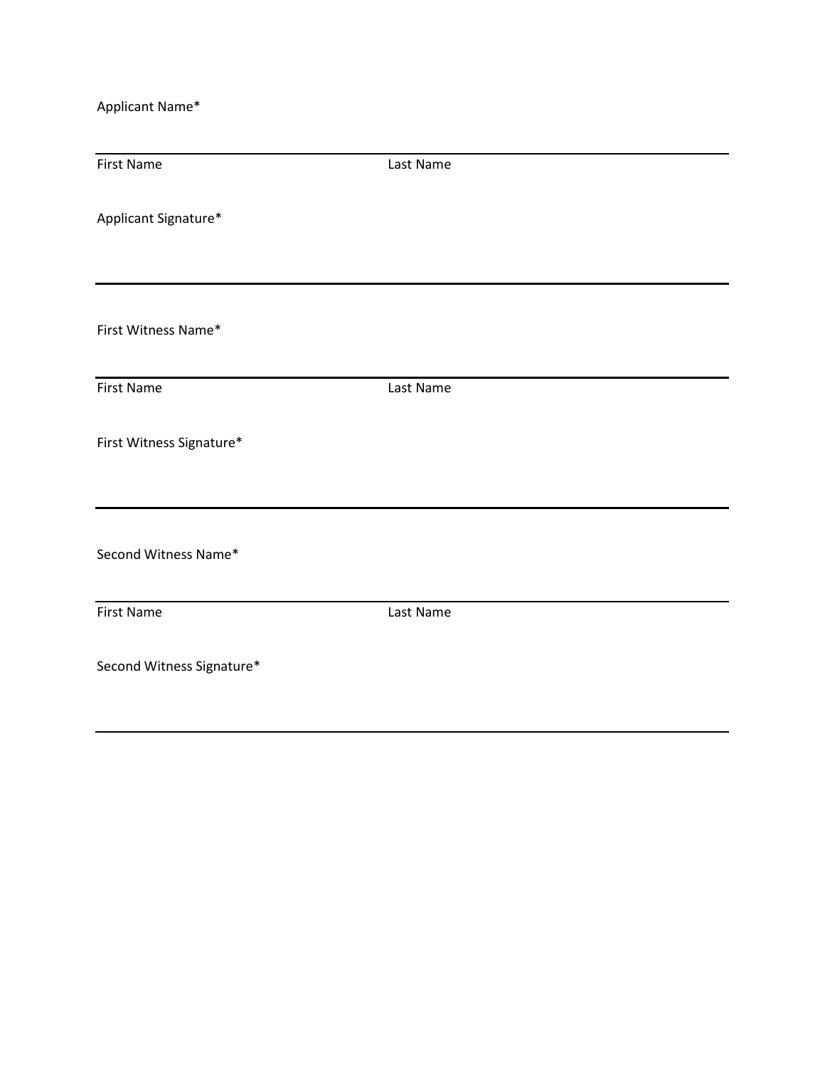Applicant Name*

First Name Last Name

Applicant Signature*

First Witness Name*

First Name Last Name

First Witness Signature*

Second Witness Name*

First Name Last Name

Second Witness Signature*